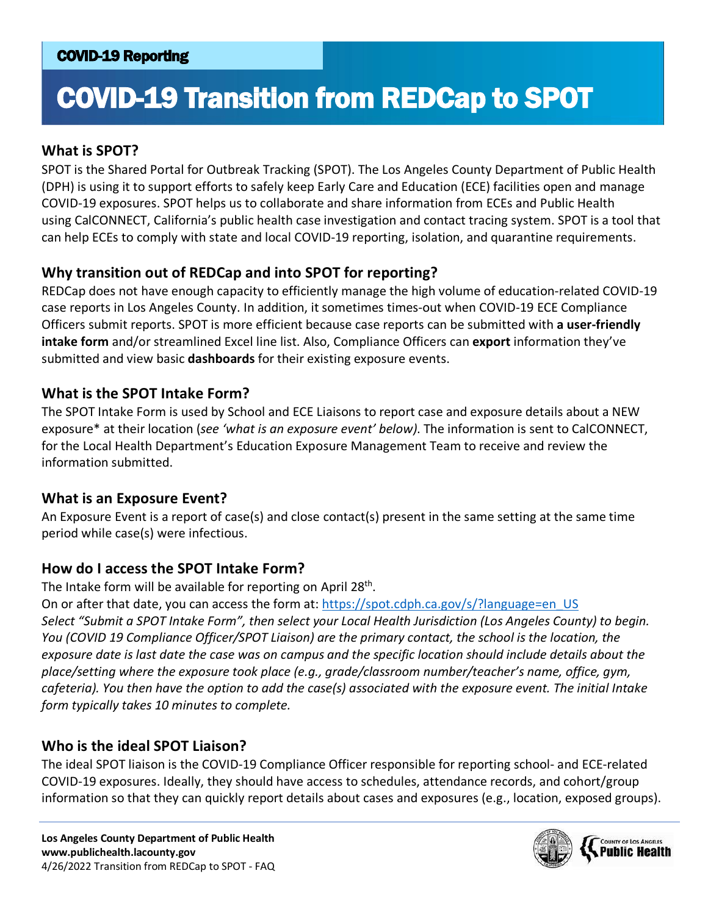COVID-19 Reporting

# COVID-19 Transition from REDCap to SPOT

## What is SPOT?

SPOT is the Shared Portal for Outbreak Tracking (SPOT). The Los Angeles County Department of Public Health (DPH) is using it to support efforts to safely keep Early Care and Education (ECE) facilities open and manage COVID-19 exposures. SPOT helps us to collaborate and share information from ECEs and Public Health using CalCONNECT, California's public health case investigation and contact tracing system. SPOT is a tool that can help ECEs to comply with state and local COVID-19 reporting, isolation, and quarantine requirements.

## Why transition out of REDCap and into SPOT for reporting?

REDCap does not have enough capacity to efficiently manage the high volume of education-related COVID-19 case reports in Los Angeles County. In addition, it sometimes times-out when COVID-19 ECE Compliance Officers submit reports. SPOT is more efficient because case reports can be submitted with **a user-friendly intake form** and/or streamlined Excel line list. Also, Compliance Officers can **export** information they've submitted and view basic **dashboards** for their existing exposure events.

## What is the SPOT Intake Form?

The SPOT Intake Form is used by School and ECE Liaisons to report case and exposure details about a NEW exposure* at their location (*see 'what is an exposure event' below)*. The information is sent to CalCONNECT, for the Local Health Department's Education Exposure Management Team to receive and review the information submitted.

## What is an Exposure Event?

An Exposure Event is a report of case(s) and close contact(s) present in the same setting at the same time period while case(s) were infectious.

## How do I access the SPOT Intake Form?

The Intake form will be available for reporting on April 28th.

On or after that date, you can access the form at: https://spot.cdph.ca.gov/s/?language=en_US

*Select "Submit a SPOT Intake Form", then select your Local Health Jurisdiction (Los Angeles County) to begin. You (COVID 19 Compliance Officer/SPOT Liaison) are the primary contact, the school is the location, the exposure date is last date the case was on campus and the specific location should include details about the place/setting where the exposure took place (e.g., grade/classroom number/teacher's name, office, gym, cafeteria). You then have the option to add the case(s) associated with the exposure event. The initial Intake form typically takes 10 minutes to complete.*

## Who is the ideal SPOT Liaison?

The ideal SPOT liaison is the COVID-19 Compliance Officer responsible for reporting school- and ECE-related COVID-19 exposures. Ideally, they should have access to schedules, attendance records, and cohort/group information so that they can quickly report details about cases and exposures (e.g., location, exposed groups).

**Los Angeles County Department of Public Health**
**www.publichealth.lacounty.gov**
4/26/2022 Transition from REDCap to SPOT - FAQ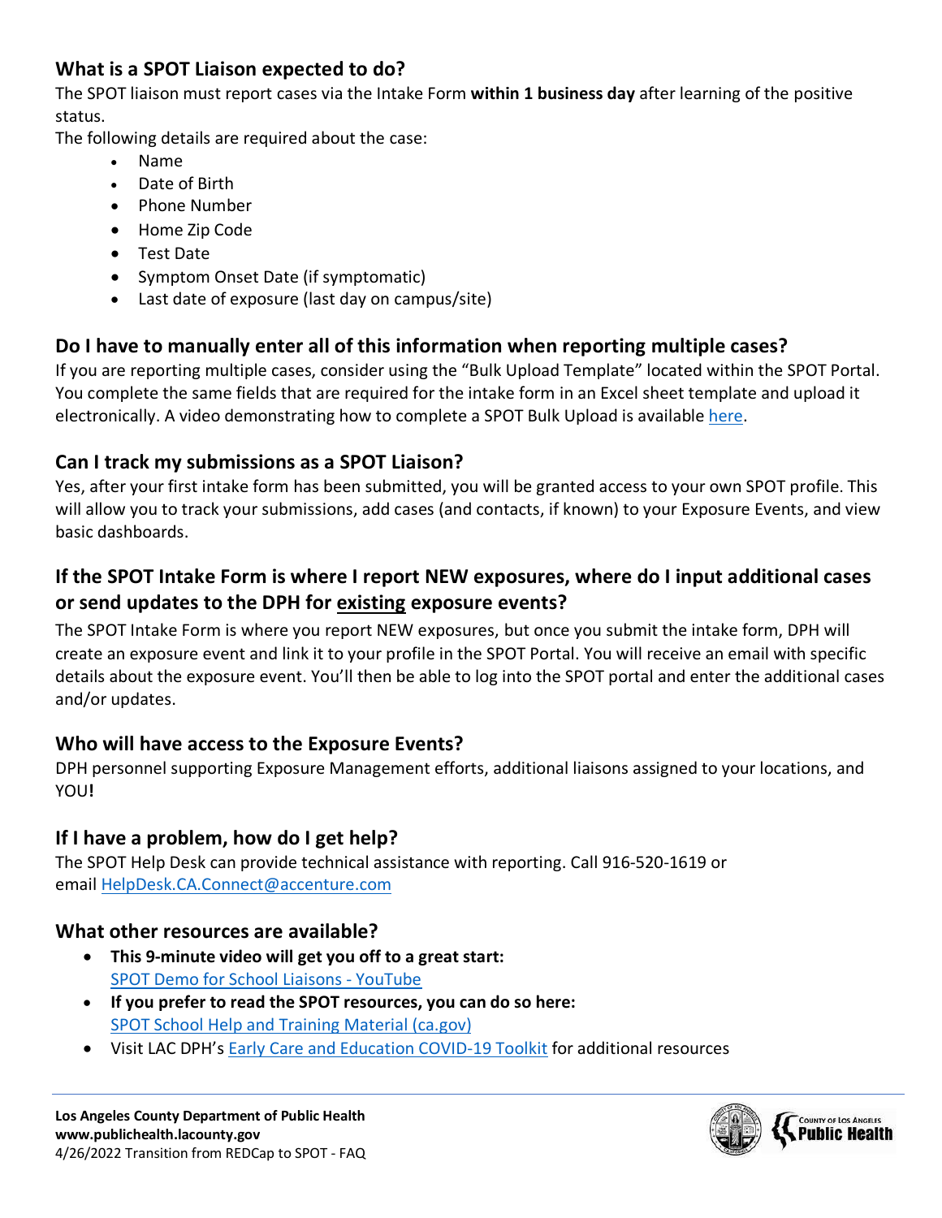### What is a SPOT Liaison expected to do?

The SPOT liaison must report cases via the Intake Form **within 1 business day** after learning of the positive status.

The following details are required about the case:

- Name
- Date of Birth
- Phone Number
- Home Zip Code
- Test Date
- Symptom Onset Date (if symptomatic)
- Last date of exposure (last day on campus/site)

### Do I have to manually enter all of this information when reporting multiple cases?

If you are reporting multiple cases, consider using the "Bulk Upload Template" located within the SPOT Portal. You complete the same fields that are required for the intake form in an Excel sheet template and upload it electronically. A video demonstrating how to complete a SPOT Bulk Upload is available [here](#).

### Can I track my submissions as a SPOT Liaison?

Yes, after your first intake form has been submitted, you will be granted access to your own SPOT profile. This will allow you to track your submissions, add cases (and contacts, if known) to your Exposure Events, and view basic dashboards.

### If the SPOT Intake Form is where I report NEW exposures, where do I input additional cases or send updates to the DPH for existing exposure events?

The SPOT Intake Form is where you report NEW exposures, but once you submit the intake form, DPH will create an exposure event and link it to your profile in the SPOT Portal. You will receive an email with specific details about the exposure event. You'll then be able to log into the SPOT portal and enter the additional cases and/or updates.

### Who will have access to the Exposure Events?

DPH personnel supporting Exposure Management efforts, additional liaisons assigned to your locations, and YOU**!**

### If I have a problem, how do I get help?

The SPOT Help Desk can provide technical assistance with reporting. Call 916-520-1619 or email [HelpDesk.CA.Connect@accenture.com](mailto:HelpDesk.CA.Connect@accenture.com)

### What other resources are available?

- **This 9-minute video will get you off to a great start:**
  [SPOT Demo for School Liaisons - YouTube](#)
- **If you prefer to read the SPOT resources, you can do so here:**
  [SPOT School Help and Training Material (ca.gov)](#)
- Visit LAC DPH's [Early Care and Education COVID-19 Toolkit](#) for additional resources